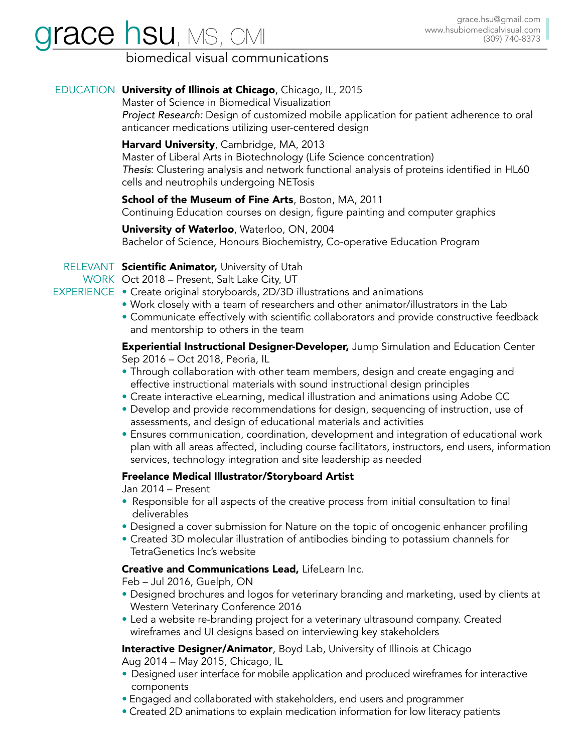# grace hsu, MS, CMI

grace.hsu@gmail.com
www.hsubiomedicalvisual.com
(309) 740-8373

biomedical visual communications

## EDUCATION

**University of Illinois at Chicago**, Chicago, IL, 2015
Master of Science in Biomedical Visualization
*Project Research:* Design of customized mobile application for patient adherence to oral anticancer medications utilizing user-centered design

**Harvard University**, Cambridge, MA, 2013
Master of Liberal Arts in Biotechnology (Life Science concentration)
*Thesis*: Clustering analysis and network functional analysis of proteins identified in HL60 cells and neutrophils undergoing NETosis

**School of the Museum of Fine Arts**, Boston, MA, 2011
Continuing Education courses on design, figure painting and computer graphics

**University of Waterloo**, Waterloo, ON, 2004
Bachelor of Science, Honours Biochemistry, Co-operative Education Program

## RELEVANT WORK EXPERIENCE

**Scientific Animator,** University of Utah
Oct 2018 – Present, Salt Lake City, UT

- Create original storyboards, 2D/3D illustrations and animations
- Work closely with a team of researchers and other animator/illustrators in the Lab
- Communicate effectively with scientific collaborators and provide constructive feedback and mentorship to others in the team

**Experiential Instructional Designer-Developer,** Jump Simulation and Education Center
Sep 2016 – Oct 2018, Peoria, IL

- Through collaboration with other team members, design and create engaging and effective instructional materials with sound instructional design principles
- Create interactive eLearning, medical illustration and animations using Adobe CC
- Develop and provide recommendations for design, sequencing of instruction, use of assessments, and design of educational materials and activities
- Ensures communication, coordination, development and integration of educational work plan with all areas affected, including course facilitators, instructors, end users, information services, technology integration and site leadership as needed

**Freelance Medical Illustrator/Storyboard Artist**
Jan 2014 – Present

- Responsible for all aspects of the creative process from initial consultation to final deliverables
- Designed a cover submission for Nature on the topic of oncogenic enhancer profiling
- Created 3D molecular illustration of antibodies binding to potassium channels for TetraGenetics Inc's website

**Creative and Communications Lead,** LifeLearn Inc.
Feb – Jul 2016, Guelph, ON

- Designed brochures and logos for veterinary branding and marketing, used by clients at Western Veterinary Conference 2016
- Led a website re-branding project for a veterinary ultrasound company. Created wireframes and UI designs based on interviewing key stakeholders

**Interactive Designer/Animator**, Boyd Lab, University of Illinois at Chicago
Aug 2014 – May 2015, Chicago, IL

- Designed user interface for mobile application and produced wireframes for interactive components
- Engaged and collaborated with stakeholders, end users and programmer
- Created 2D animations to explain medication information for low literacy patients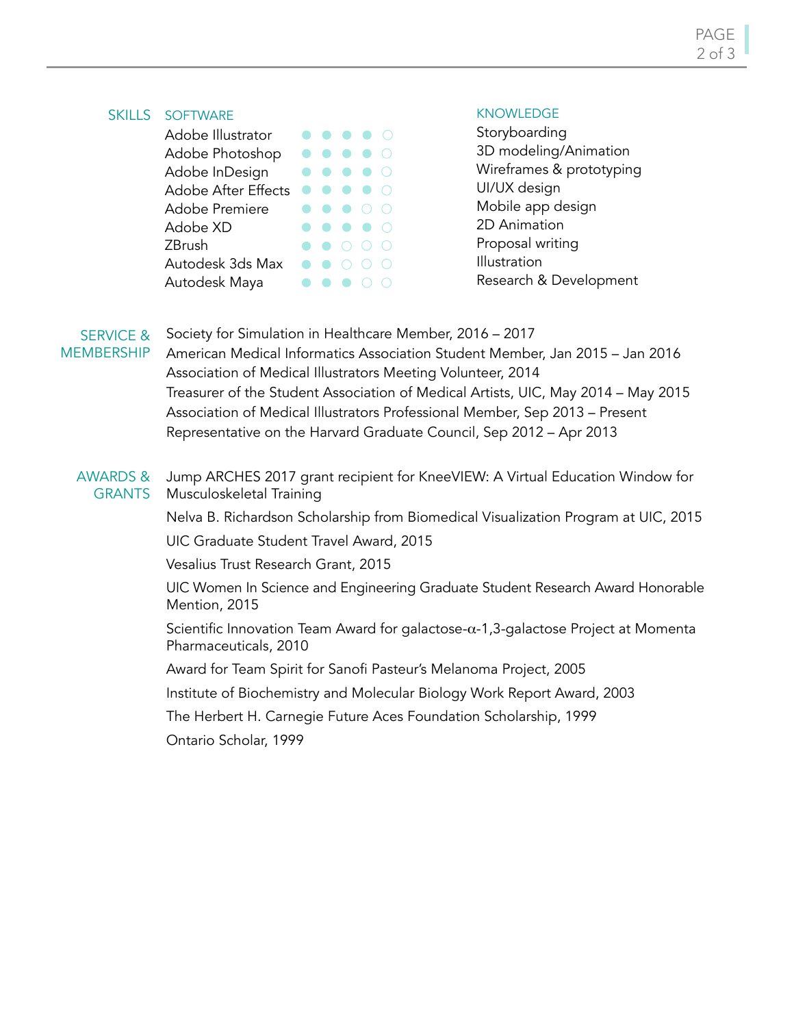## SKILLS

### SOFTWARE

| Software | Proficiency |
| --- | --- |
| Adobe Illustrator | ●●●●○ |
| Adobe Photoshop | ●●●●○ |
| Adobe InDesign | ●●●●○ |
| Adobe After Effects | ●●●●○ |
| Adobe Premiere | ●●●○○ |
| Adobe XD | ●●●●○ |
| ZBrush | ●●○○○ |
| Autodesk 3ds Max | ●●○○○ |
| Autodesk Maya | ●●●○○ |

### KNOWLEDGE

- Storyboarding
- 3D modeling/Animation
- Wireframes & prototyping
- UI/UX design
- Mobile app design
- 2D Animation
- Proposal writing
- Illustration
- Research & Development

## SERVICE & MEMBERSHIP

- Society for Simulation in Healthcare Member, 2016 – 2017
- American Medical Informatics Association Student Member, Jan 2015 – Jan 2016
- Association of Medical Illustrators Meeting Volunteer, 2014
- Treasurer of the Student Association of Medical Artists, UIC, May 2014 – May 2015
- Association of Medical Illustrators Professional Member, Sep 2013 – Present
- Representative on the Harvard Graduate Council, Sep 2012 – Apr 2013

## AWARDS & GRANTS

- Jump ARCHES 2017 grant recipient for KneeVIEW: A Virtual Education Window for Musculoskeletal Training
- Nelva B. Richardson Scholarship from Biomedical Visualization Program at UIC, 2015
- UIC Graduate Student Travel Award, 2015
- Vesalius Trust Research Grant, 2015
- UIC Women In Science and Engineering Graduate Student Research Award Honorable Mention, 2015
- Scientific Innovation Team Award for galactose-α-1,3-galactose Project at Momenta Pharmaceuticals, 2010
- Award for Team Spirit for Sanofi Pasteur's Melanoma Project, 2005
- Institute of Biochemistry and Molecular Biology Work Report Award, 2003
- The Herbert H. Carnegie Future Aces Foundation Scholarship, 1999
- Ontario Scholar, 1999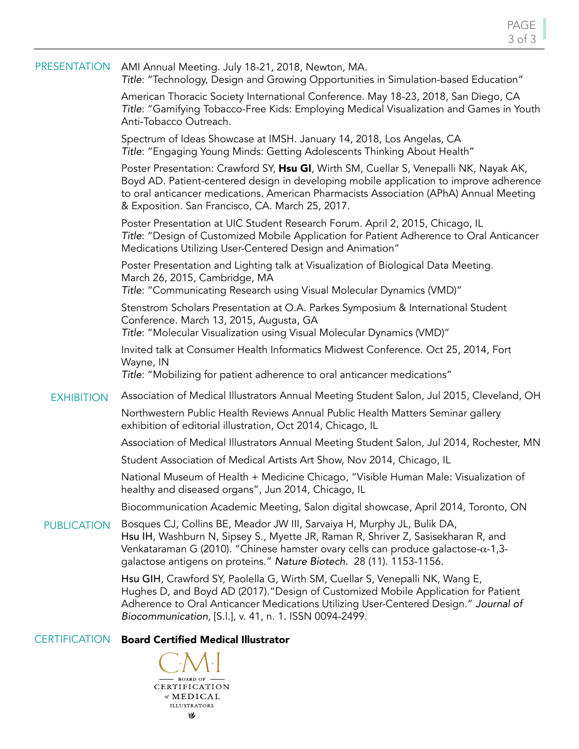## PRESENTATION

AMI Annual Meeting. July 18-21, 2018, Newton, MA.
*Title*: "Technology, Design and Growing Opportunities in Simulation-based Education"

American Thoracic Society International Conference. May 18-23, 2018, San Diego, CA
*Title*: "Gamifying Tobacco-Free Kids: Employing Medical Visualization and Games in Youth Anti-Tobacco Outreach.

Spectrum of Ideas Showcase at IMSH. January 14, 2018, Los Angelas, CA
*Title*: "Engaging Young Minds: Getting Adolescents Thinking About Health"

Poster Presentation: Crawford SY, **Hsu GI**, Wirth SM, Cuellar S, Venepalli NK, Nayak AK, Boyd AD. Patient-centered design in developing mobile application to improve adherence to oral anticancer medications. American Pharmacists Association (APhA) Annual Meeting & Exposition. San Francisco, CA. March 25, 2017.

Poster Presentation at UIC Student Research Forum. April 2, 2015, Chicago, IL
*Title*: "Design of Customized Mobile Application for Patient Adherence to Oral Anticancer Medications Utilizing User-Centered Design and Animation"

Poster Presentation and Lighting talk at Visualization of Biological Data Meeting. March 26, 2015, Cambridge, MA
*Title*: "Communicating Research using Visual Molecular Dynamics (VMD)"

Stenstrom Scholars Presentation at O.A. Parkes Symposium & International Student Conference. March 13, 2015, Augusta, GA
*Title*: "Molecular Visualization using Visual Molecular Dynamics (VMD)"

Invited talk at Consumer Health Informatics Midwest Conference. Oct 25, 2014, Fort Wayne, IN
*Title*: "Mobilizing for patient adherence to oral anticancer medications"

## EXHIBITION

Association of Medical Illustrators Annual Meeting Student Salon, Jul 2015, Cleveland, OH

Northwestern Public Health Reviews Annual Public Health Matters Seminar gallery exhibition of editorial illustration, Oct 2014, Chicago, IL

Association of Medical Illustrators Annual Meeting Student Salon, Jul 2014, Rochester, MN

Student Association of Medical Artists Art Show, Nov 2014, Chicago, IL

National Museum of Health + Medicine Chicago, "Visible Human Male: Visualization of healthy and diseased organs", Jun 2014, Chicago, IL

Biocommunication Academic Meeting, Salon digital showcase, April 2014, Toronto, ON

## PUBLICATION

Bosques CJ, Collins BE, Meador JW III, Sarvaiya H, Murphy JL, Bulik DA, Hsu IH, Washburn N, Sipsey S., Myette JR, Raman R, Shriver Z, Sasisekharan R, and Venkataraman G (2010). "Chinese hamster ovary cells can produce galactose-$\alpha$-1,3-galactose antigens on proteins." *Nature Biotech.* 28 (11). 1153-1156.

Hsu GIH, Crawford SY, Paolella G, Wirth SM, Cuellar S, Venepalli NK, Wang E, Hughes D, and Boyd AD (2017)."Design of Customized Mobile Application for Patient Adherence to Oral Anticancer Medications Utilizing User-Centered Design." *Journal of Biocommunication*, [S.l.], v. 41, n. 1. ISSN 0094-2499.

## CERTIFICATION

**Board Certified Medical Illustrator**

CMI
BOARD OF CERTIFICATION of MEDICAL ILLUSTRATORS